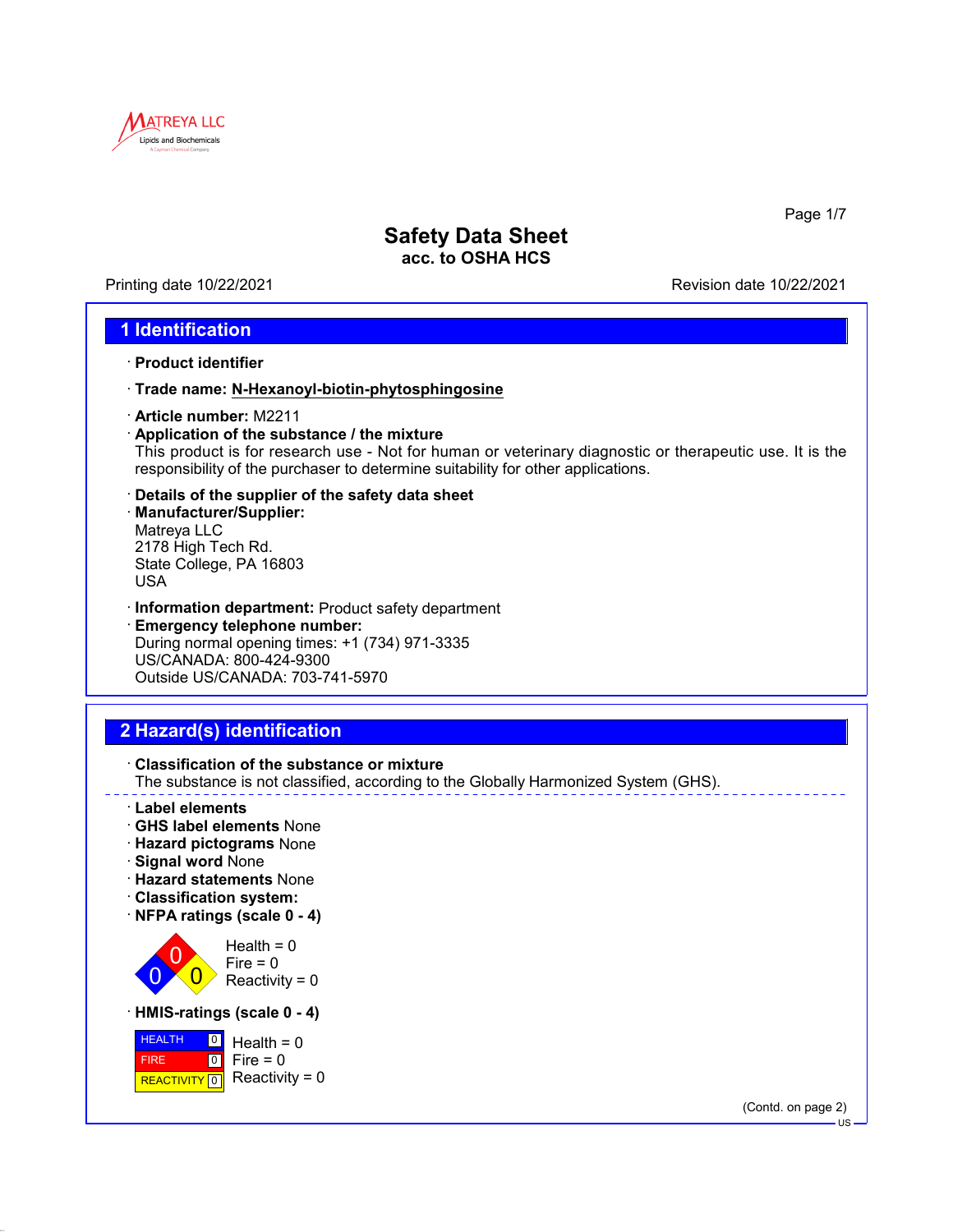# Safety Data Sheet

**acc. to OSHA HCS**

Printing date 10/22/2021 Revision date 10/22/2021

## 1 Identification

- **Product identifier**
- **Trade name: N-Hexanoyl-biotin-phytosphingosine**
- **Article number:** M2211
- **Application of the substance / the mixture**
  This product is for research use - Not for human or veterinary diagnostic or therapeutic use. It is the responsibility of the purchaser to determine suitability for other applications.
- **Details of the supplier of the safety data sheet**
- **Manufacturer/Supplier:**
  Matreya LLC
  2178 High Tech Rd.
  State College, PA 16803
  USA
- **Information department:** Product safety department
- **Emergency telephone number:**
  During normal opening times: +1 (734) 971-3335
  US/CANADA: 800-424-9300
  Outside US/CANADA: 703-741-5970

## 2 Hazard(s) identification

- **Classification of the substance or mixture**
  The substance is not classified, according to the Globally Harmonized System (GHS).

---

- **Label elements**
- **GHS label elements** None
- **Hazard pictograms** None
- **Signal word** None
- **Hazard statements** None
- **Classification system:**
- **NFPA ratings (scale 0 - 4)**

  Health = 0
  Fire = 0
  Reactivity = 0

- **HMIS-ratings (scale 0 - 4)**

| | | |
|---|---|---|
| HEALTH | 0 | Health = 0 |
| FIRE | 0 | Fire = 0 |
| REACTIVITY | 0 | Reactivity = 0 |

(Contd. on page 2)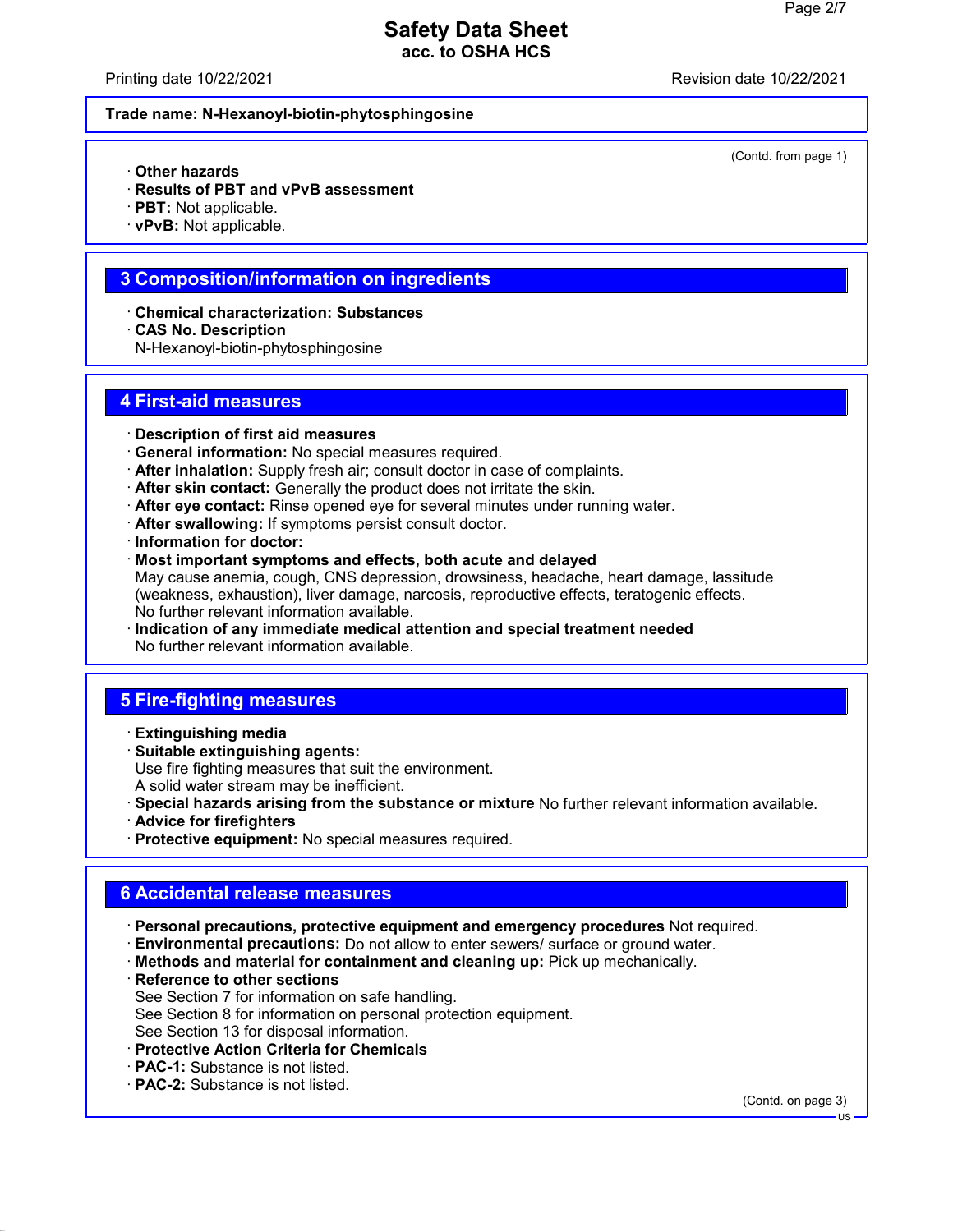**Trade name: N-Hexanoyl-biotin-phytosphingosine**

(Contd. from page 1)

· **Other hazards**
· **Results of PBT and vPvB assessment**
· **PBT:** Not applicable.
· **vPvB:** Not applicable.

## 3 Composition/information on ingredients

· **Chemical characterization: Substances**
· **CAS No. Description**
N-Hexanoyl-biotin-phytosphingosine

## 4 First-aid measures

· **Description of first aid measures**
· **General information:** No special measures required.
· **After inhalation:** Supply fresh air; consult doctor in case of complaints.
· **After skin contact:** Generally the product does not irritate the skin.
· **After eye contact:** Rinse opened eye for several minutes under running water.
· **After swallowing:** If symptoms persist consult doctor.
· **Information for doctor:**
· **Most important symptoms and effects, both acute and delayed**
May cause anemia, cough, CNS depression, drowsiness, headache, heart damage, lassitude (weakness, exhaustion), liver damage, narcosis, reproductive effects, teratogenic effects.
No further relevant information available.
· **Indication of any immediate medical attention and special treatment needed**
No further relevant information available.

## 5 Fire-fighting measures

· **Extinguishing media**
· **Suitable extinguishing agents:**
Use fire fighting measures that suit the environment.
A solid water stream may be inefficient.
· **Special hazards arising from the substance or mixture** No further relevant information available.
· **Advice for firefighters**
· **Protective equipment:** No special measures required.

## 6 Accidental release measures

· **Personal precautions, protective equipment and emergency procedures** Not required.
· **Environmental precautions:** Do not allow to enter sewers/ surface or ground water.
· **Methods and material for containment and cleaning up:** Pick up mechanically.
· **Reference to other sections**
See Section 7 for information on safe handling.
See Section 8 for information on personal protection equipment.
See Section 13 for disposal information.
· **Protective Action Criteria for Chemicals**
· **PAC-1:** Substance is not listed.
· **PAC-2:** Substance is not listed.

(Contd. on page 3)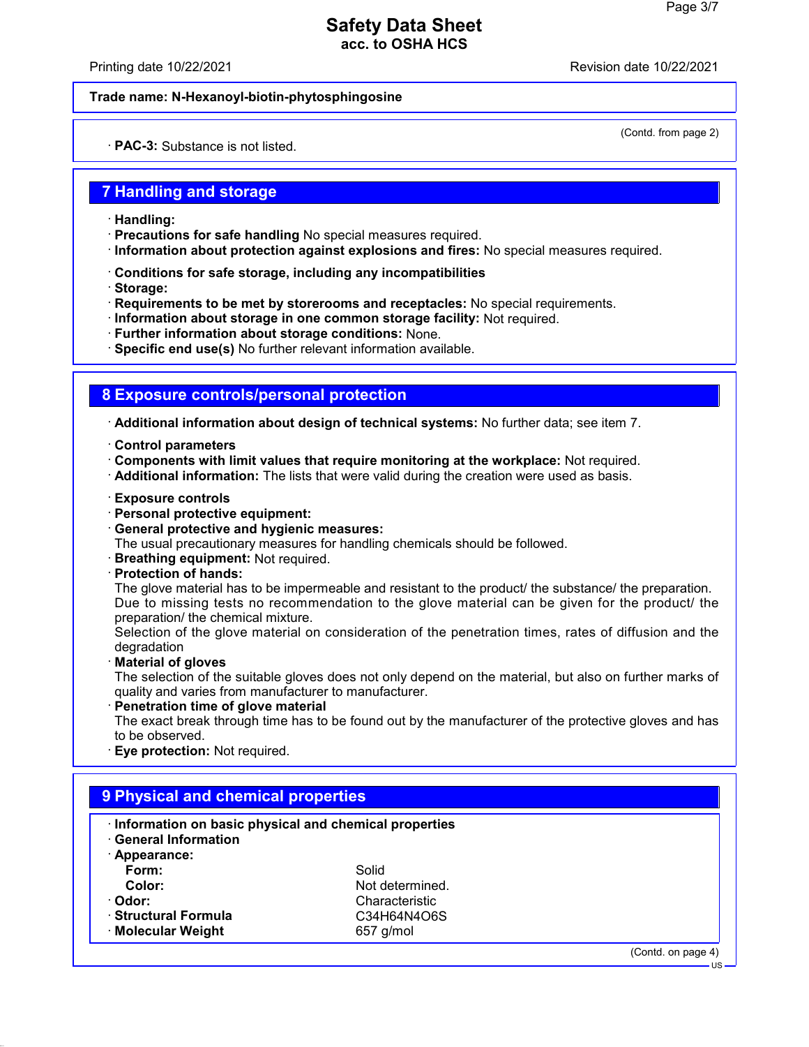Trade name: N-Hexanoyl-biotin-phytosphingosine

(Contd. from page 2)

· **PAC-3:** Substance is not listed.

## 7 Handling and storage

· **Handling:**
· **Precautions for safe handling** No special measures required.
· **Information about protection against explosions and fires:** No special measures required.

· **Conditions for safe storage, including any incompatibilities**
· **Storage:**
· **Requirements to be met by storerooms and receptacles:** No special requirements.
· **Information about storage in one common storage facility:** Not required.
· **Further information about storage conditions:** None.
· **Specific end use(s)** No further relevant information available.

## 8 Exposure controls/personal protection

· **Additional information about design of technical systems:** No further data; see item 7.

· **Control parameters**
· **Components with limit values that require monitoring at the workplace:** Not required.
· **Additional information:** The lists that were valid during the creation were used as basis.

· **Exposure controls**
· **Personal protective equipment:**
· **General protective and hygienic measures:**
The usual precautionary measures for handling chemicals should be followed.
· **Breathing equipment:** Not required.
· **Protection of hands:**
The glove material has to be impermeable and resistant to the product/ the substance/ the preparation.
Due to missing tests no recommendation to the glove material can be given for the product/ the preparation/ the chemical mixture.
Selection of the glove material on consideration of the penetration times, rates of diffusion and the degradation
· **Material of gloves**
The selection of the suitable gloves does not only depend on the material, but also on further marks of quality and varies from manufacturer to manufacturer.
· **Penetration time of glove material**
The exact break through time has to be found out by the manufacturer of the protective gloves and has to be observed.
· **Eye protection:** Not required.

## 9 Physical and chemical properties

· **Information on basic physical and chemical properties**
· **General Information**
· **Appearance:**

| | |
|---|---|
| **Form:** | Solid |
| **Color:** | Not determined. |
| · **Odor:** | Characteristic |
| · **Structural Formula** | $C_{34}H_{64}N_4O_6S$ |
| · **Molecular Weight** | 657 g/mol |

(Contd. on page 4)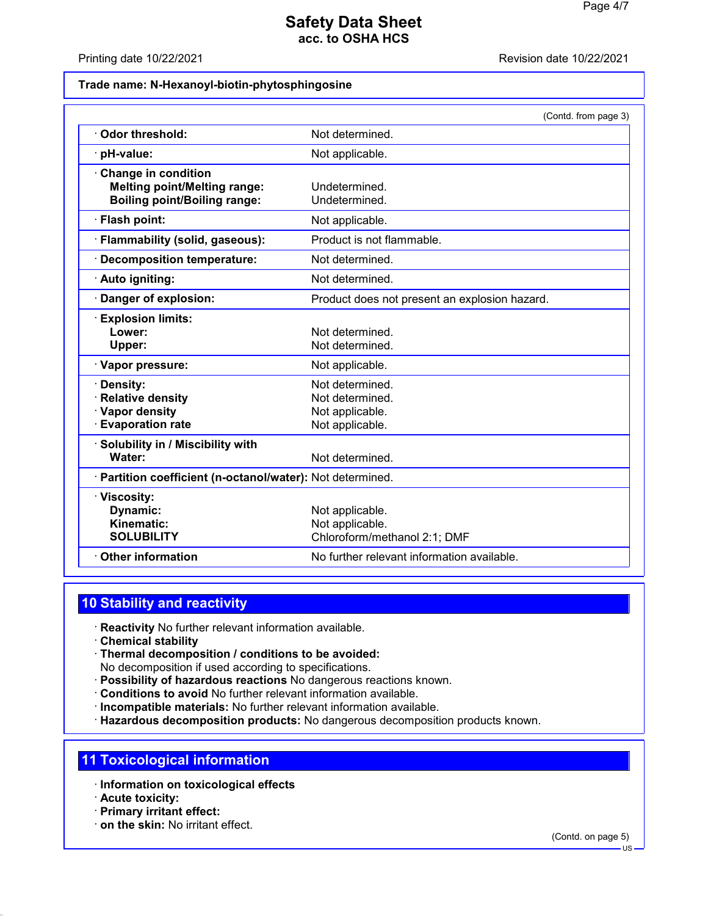Trade name: N-Hexanoyl-biotin-phytosphingosine

(Contd. from page 3)

| | |
|---|---|
| · **Odor threshold:** | Not determined. |
| · **pH-value:** | Not applicable. |
| · **Change in condition** | |
| **Melting point/Melting range:** | Undetermined. |
| **Boiling point/Boiling range:** | Undetermined. |
| · **Flash point:** | Not applicable. |
| · **Flammability (solid, gaseous):** | Product is not flammable. |
| · **Decomposition temperature:** | Not determined. |
| · **Auto igniting:** | Not determined. |
| · **Danger of explosion:** | Product does not present an explosion hazard. |
| · **Explosion limits:** | |
| **Lower:** | Not determined. |
| **Upper:** | Not determined. |
| · **Vapor pressure:** | Not applicable. |
| · **Density:** | Not determined. |
| · **Relative density** | Not determined. |
| · **Vapor density** | Not applicable. |
| · **Evaporation rate** | Not applicable. |
| · **Solubility in / Miscibility with** | |
| **Water:** | Not determined. |
| · **Partition coefficient (n-octanol/water):** | Not determined. |
| · **Viscosity:** | |
| **Dynamic:** | Not applicable. |
| **Kinematic:** | Not applicable. |
| **SOLUBILITY** | Chloroform/methanol 2:1; DMF |
| · **Other information** | No further relevant information available. |

## 10 Stability and reactivity

· **Reactivity** No further relevant information available.
· **Chemical stability**
· **Thermal decomposition / conditions to be avoided:**
No decomposition if used according to specifications.
· **Possibility of hazardous reactions** No dangerous reactions known.
· **Conditions to avoid** No further relevant information available.
· **Incompatible materials:** No further relevant information available.
· **Hazardous decomposition products:** No dangerous decomposition products known.

## 11 Toxicological information

· **Information on toxicological effects**
· **Acute toxicity:**
· **Primary irritant effect:**
· **on the skin:** No irritant effect.

(Contd. on page 5)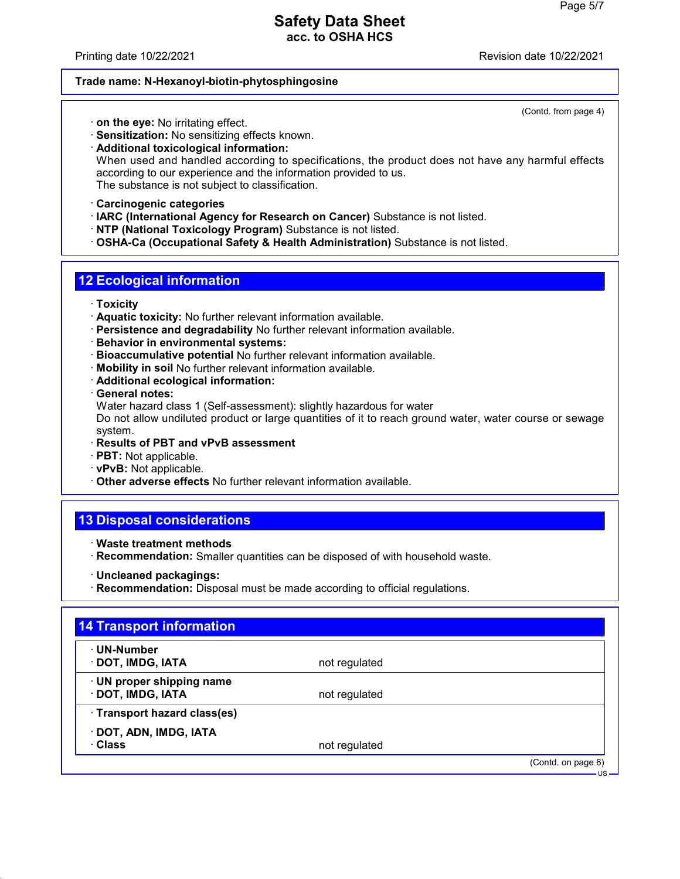Trade name: N-Hexanoyl-biotin-phytosphingosine

(Contd. from page 4)

· **on the eye:** No irritating effect.
· **Sensitization:** No sensitizing effects known.
· **Additional toxicological information:**
When used and handled according to specifications, the product does not have any harmful effects according to our experience and the information provided to us.
The substance is not subject to classification.

· **Carcinogenic categories**
· **IARC (International Agency for Research on Cancer)** Substance is not listed.
· **NTP (National Toxicology Program)** Substance is not listed.
· **OSHA-Ca (Occupational Safety & Health Administration)** Substance is not listed.

## 12 Ecological information

· **Toxicity**
· **Aquatic toxicity:** No further relevant information available.
· **Persistence and degradability** No further relevant information available.
· **Behavior in environmental systems:**
· **Bioaccumulative potential** No further relevant information available.
· **Mobility in soil** No further relevant information available.
· **Additional ecological information:**
· **General notes:**
Water hazard class 1 (Self-assessment): slightly hazardous for water
Do not allow undiluted product or large quantities of it to reach ground water, water course or sewage system.
· **Results of PBT and vPvB assessment**
· **PBT:** Not applicable.
· **vPvB:** Not applicable.
· **Other adverse effects** No further relevant information available.

## 13 Disposal considerations

· **Waste treatment methods**
· **Recommendation:** Smaller quantities can be disposed of with household waste.

· **Uncleaned packagings:**
· **Recommendation:** Disposal must be made according to official regulations.

## 14 Transport information

| | |
|---|---|
| · **UN-Number** | |
| · **DOT, IMDG, IATA** | not regulated |
| · **UN proper shipping name** | |
| · **DOT, IMDG, IATA** | not regulated |
| · **Transport hazard class(es)** | |
| · **DOT, ADN, IMDG, IATA** | |
| · **Class** | not regulated |

(Contd. on page 6)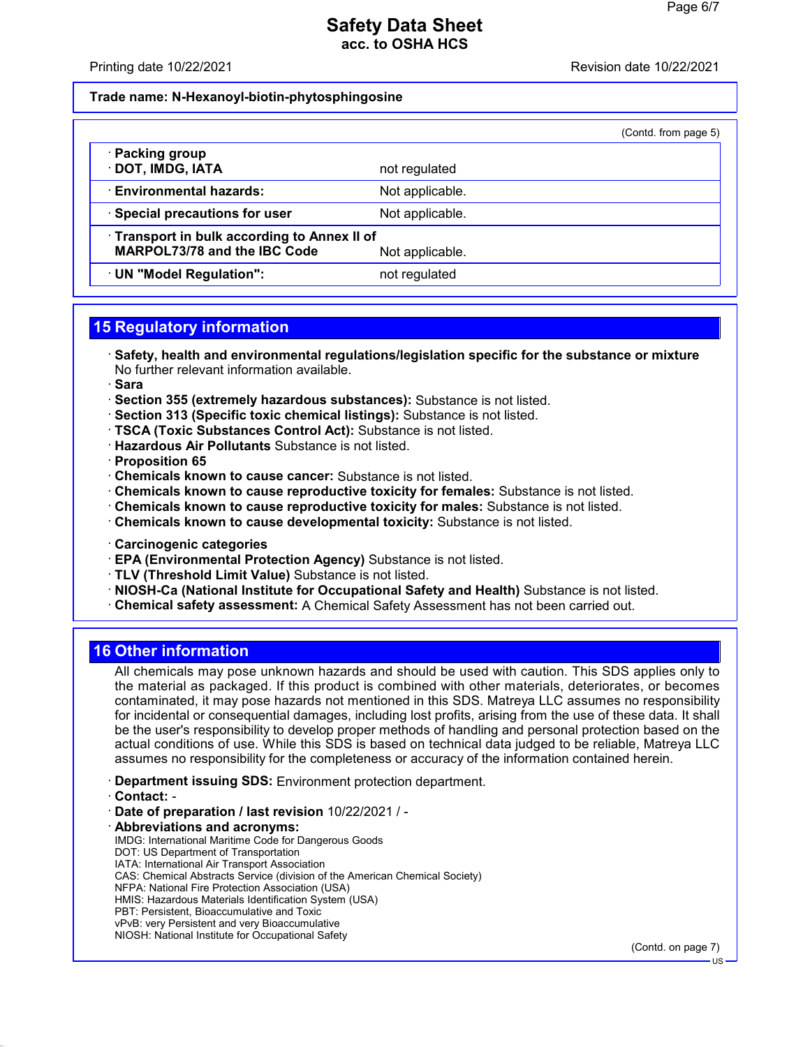(Contd. from page 5)

| | |
|---|---|
| · **Packing group** · **DOT, IMDG, IATA** | not regulated |
| · **Environmental hazards:** | Not applicable. |
| · **Special precautions for user** | Not applicable. |
| · **Transport in bulk according to Annex II of MARPOL73/78 and the IBC Code** | Not applicable. |
| · **UN "Model Regulation":** | not regulated |

## 15 Regulatory information

· **Safety, health and environmental regulations/legislation specific for the substance or mixture**
No further relevant information available.
· **Sara**
· **Section 355 (extremely hazardous substances):** Substance is not listed.
· **Section 313 (Specific toxic chemical listings):** Substance is not listed.
· **TSCA (Toxic Substances Control Act):** Substance is not listed.
· **Hazardous Air Pollutants** Substance is not listed.
· **Proposition 65**
· **Chemicals known to cause cancer:** Substance is not listed.
· **Chemicals known to cause reproductive toxicity for females:** Substance is not listed.
· **Chemicals known to cause reproductive toxicity for males:** Substance is not listed.
· **Chemicals known to cause developmental toxicity:** Substance is not listed.

· **Carcinogenic categories**
· **EPA (Environmental Protection Agency)** Substance is not listed.
· **TLV (Threshold Limit Value)** Substance is not listed.
· **NIOSH-Ca (National Institute for Occupational Safety and Health)** Substance is not listed.
· **Chemical safety assessment:** A Chemical Safety Assessment has not been carried out.

## 16 Other information

All chemicals may pose unknown hazards and should be used with caution. This SDS applies only to the material as packaged. If this product is combined with other materials, deteriorates, or becomes contaminated, it may pose hazards not mentioned in this SDS. Matreya LLC assumes no responsibility for incidental or consequential damages, including lost profits, arising from the use of these data. It shall be the user's responsibility to develop proper methods of handling and personal protection based on the actual conditions of use. While this SDS is based on technical data judged to be reliable, Matreya LLC assumes no responsibility for the completeness or accuracy of the information contained herein.

· **Department issuing SDS:** Environment protection department.
· **Contact:** -
· **Date of preparation / last revision** 10/22/2021 / -
· **Abbreviations and acronyms:**
IMDG: International Maritime Code for Dangerous Goods
DOT: US Department of Transportation
IATA: International Air Transport Association
CAS: Chemical Abstracts Service (division of the American Chemical Society)
NFPA: National Fire Protection Association (USA)
HMIS: Hazardous Materials Identification System (USA)
PBT: Persistent, Bioaccumulative and Toxic
vPvB: very Persistent and very Bioaccumulative
NIOSH: National Institute for Occupational Safety

(Contd. on page 7)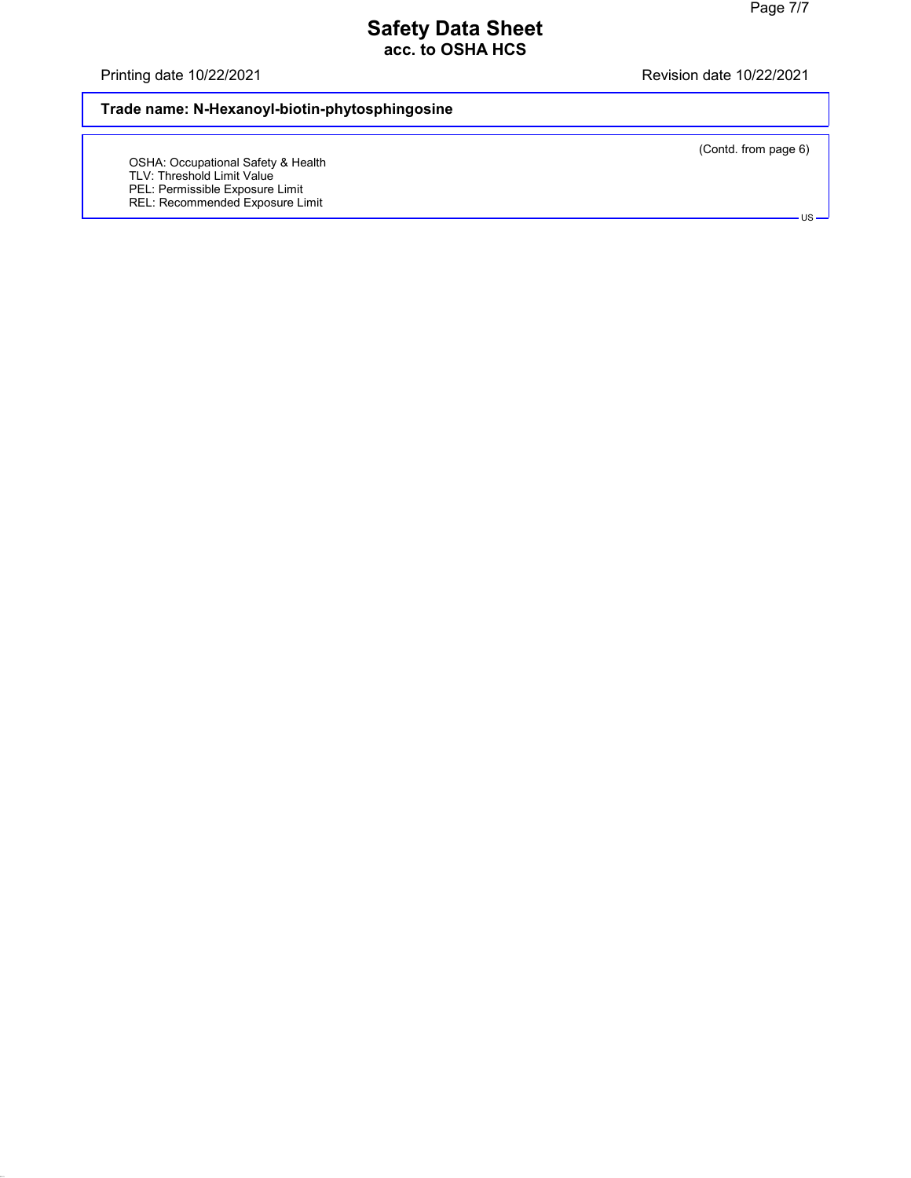(Contd. from page 6)

OSHA: Occupational Safety & Health
TLV: Threshold Limit Value
PEL: Permissible Exposure Limit
REL: Recommended Exposure Limit